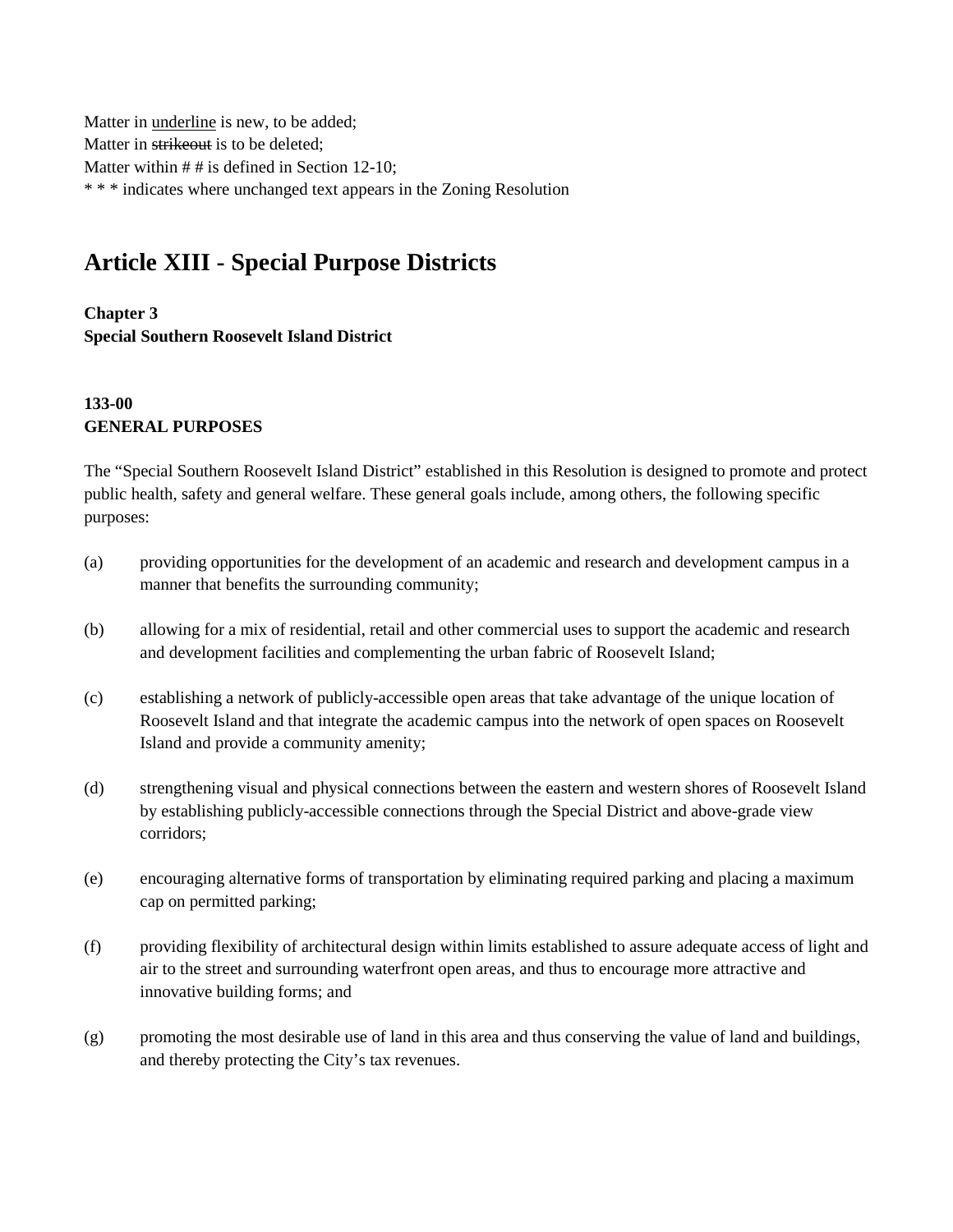Matter in <u>underline</u> is new, to be added;
Matter in ~~strikeout~~ is to be deleted;
Matter within # # is defined in Section 12-10;
* * * indicates where unchanged text appears in the Zoning Resolution

# Article XIII - Special Purpose Districts

**Chapter 3**
**Special Southern Roosevelt Island District**

**133-00**
**GENERAL PURPOSES**

The "Special Southern Roosevelt Island District" established in this Resolution is designed to promote and protect public health, safety and general welfare. These general goals include, among others, the following specific purposes:

(a) providing opportunities for the development of an academic and research and development campus in a manner that benefits the surrounding community;

(b) allowing for a mix of residential, retail and other commercial uses to support the academic and research and development facilities and complementing the urban fabric of Roosevelt Island;

(c) establishing a network of publicly-accessible open areas that take advantage of the unique location of Roosevelt Island and that integrate the academic campus into the network of open spaces on Roosevelt Island and provide a community amenity;

(d) strengthening visual and physical connections between the eastern and western shores of Roosevelt Island by establishing publicly-accessible connections through the Special District and above-grade view corridors;

(e) encouraging alternative forms of transportation by eliminating required parking and placing a maximum cap on permitted parking;

(f) providing flexibility of architectural design within limits established to assure adequate access of light and air to the street and surrounding waterfront open areas, and thus to encourage more attractive and innovative building forms; and

(g) promoting the most desirable use of land in this area and thus conserving the value of land and buildings, and thereby protecting the City's tax revenues.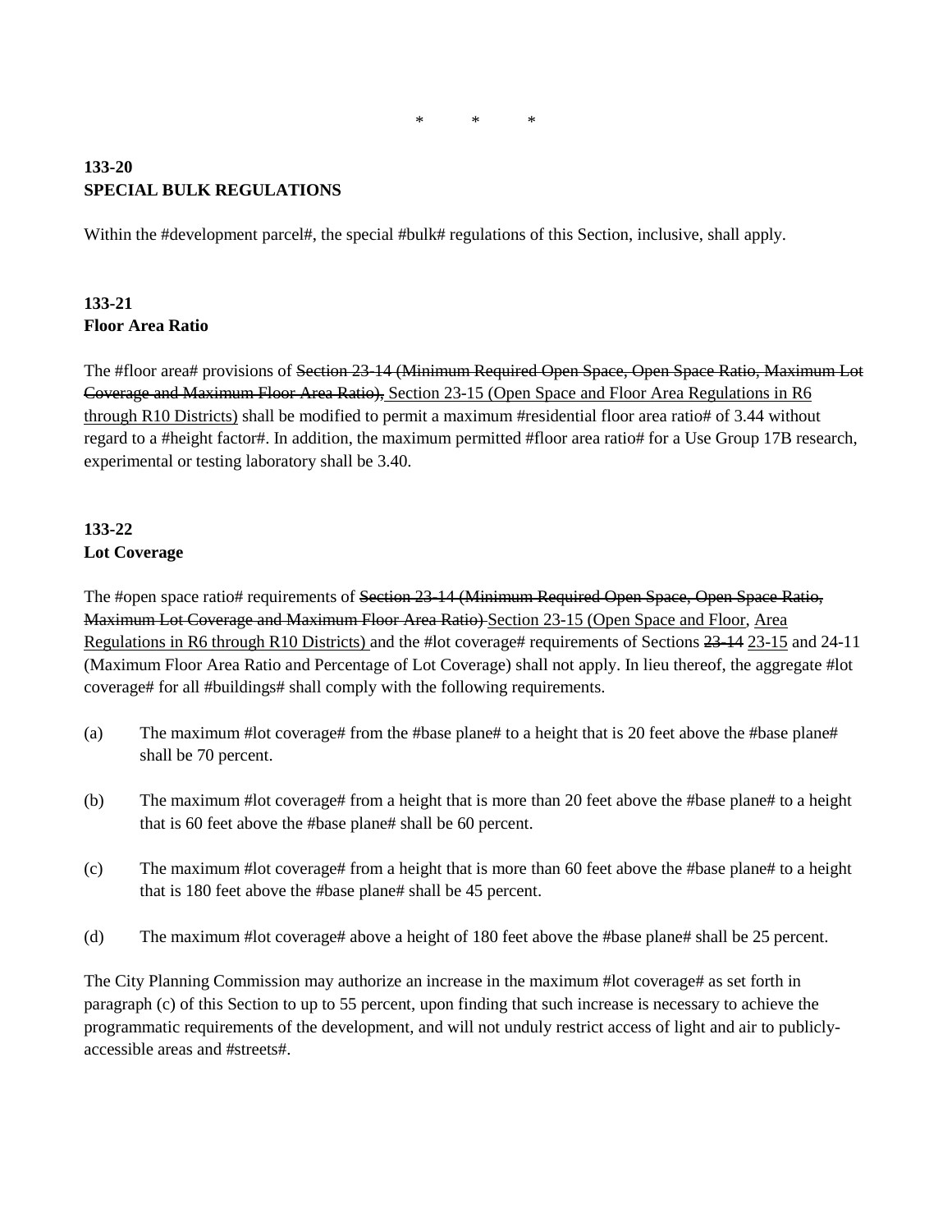\*    \*    \*

**133-20**
**SPECIAL BULK REGULATIONS**

Within the #development parcel#, the special #bulk# regulations of this Section, inclusive, shall apply.

**133-21**
**Floor Area Ratio**

The #floor area# provisions of ~~Section 23-14 (Minimum Required Open Space, Open Space Ratio, Maximum Lot Coverage and Maximum Floor Area Ratio),~~ <u>Section 23-15 (Open Space and Floor Area Regulations in R6 through R10 Districts)</u> shall be modified to permit a maximum #residential floor area ratio# of 3.44 without regard to a #height factor#. In addition, the maximum permitted #floor area ratio# for a Use Group 17B research, experimental or testing laboratory shall be 3.40.

**133-22**
**Lot Coverage**

The #open space ratio# requirements of ~~Section 23-14 (Minimum Required Open Space, Open Space Ratio, Maximum Lot Coverage and Maximum Floor Area Ratio)~~ <u>Section 23-15 (Open Space and Floor, Area Regulations in R6 through R10 Districts)</u> and the #lot coverage# requirements of Sections ~~23-14~~ <u>23-15</u> and 24-11 (Maximum Floor Area Ratio and Percentage of Lot Coverage) shall not apply. In lieu thereof, the aggregate #lot coverage# for all #buildings# shall comply with the following requirements.

(a) The maximum #lot coverage# from the #base plane# to a height that is 20 feet above the #base plane# shall be 70 percent.

(b) The maximum #lot coverage# from a height that is more than 20 feet above the #base plane# to a height that is 60 feet above the #base plane# shall be 60 percent.

(c) The maximum #lot coverage# from a height that is more than 60 feet above the #base plane# to a height that is 180 feet above the #base plane# shall be 45 percent.

(d) The maximum #lot coverage# above a height of 180 feet above the #base plane# shall be 25 percent.

The City Planning Commission may authorize an increase in the maximum #lot coverage# as set forth in paragraph (c) of this Section to up to 55 percent, upon finding that such increase is necessary to achieve the programmatic requirements of the development, and will not unduly restrict access of light and air to publicly-accessible areas and #streets#.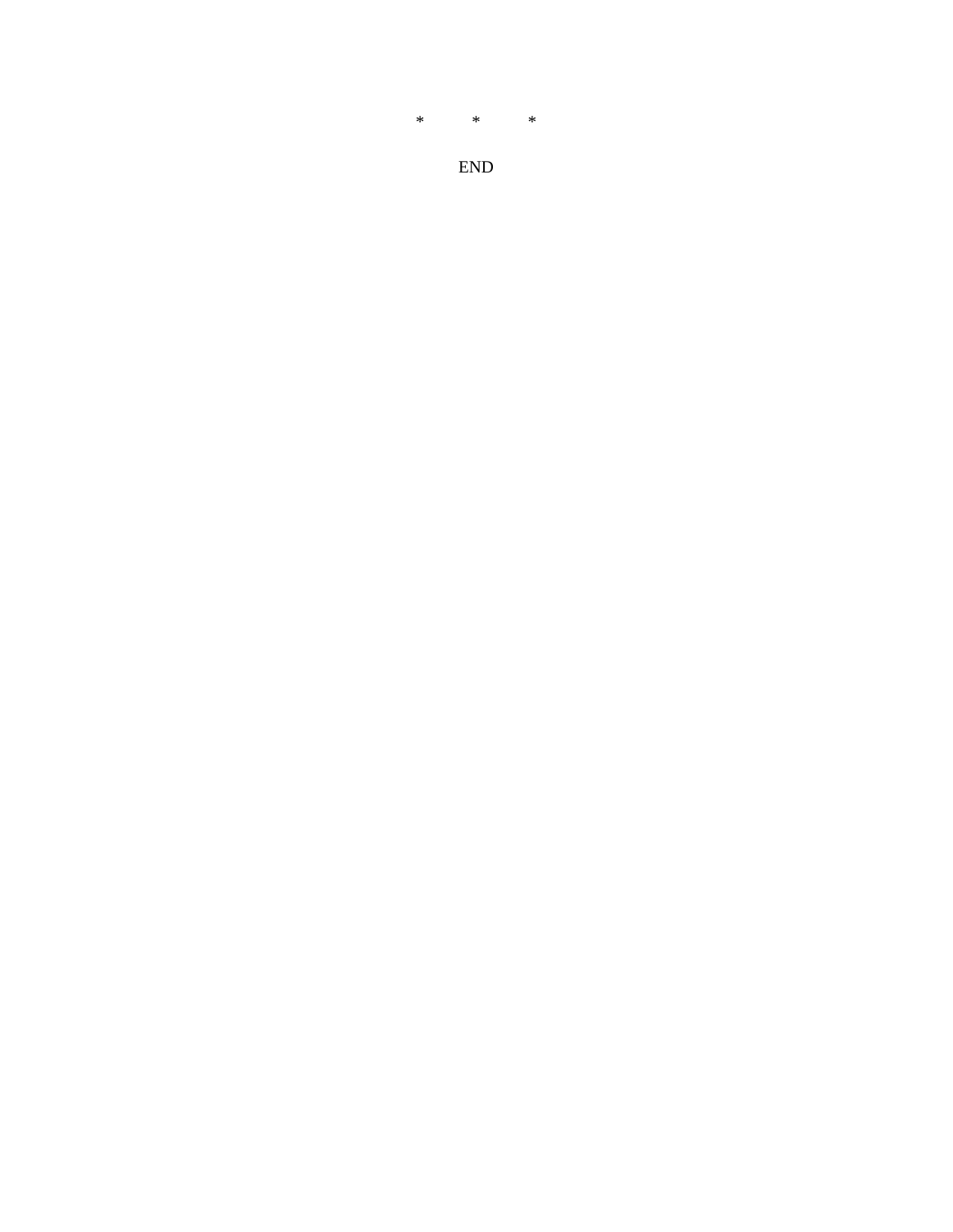\*        \*        \*

END

*        *        *

END